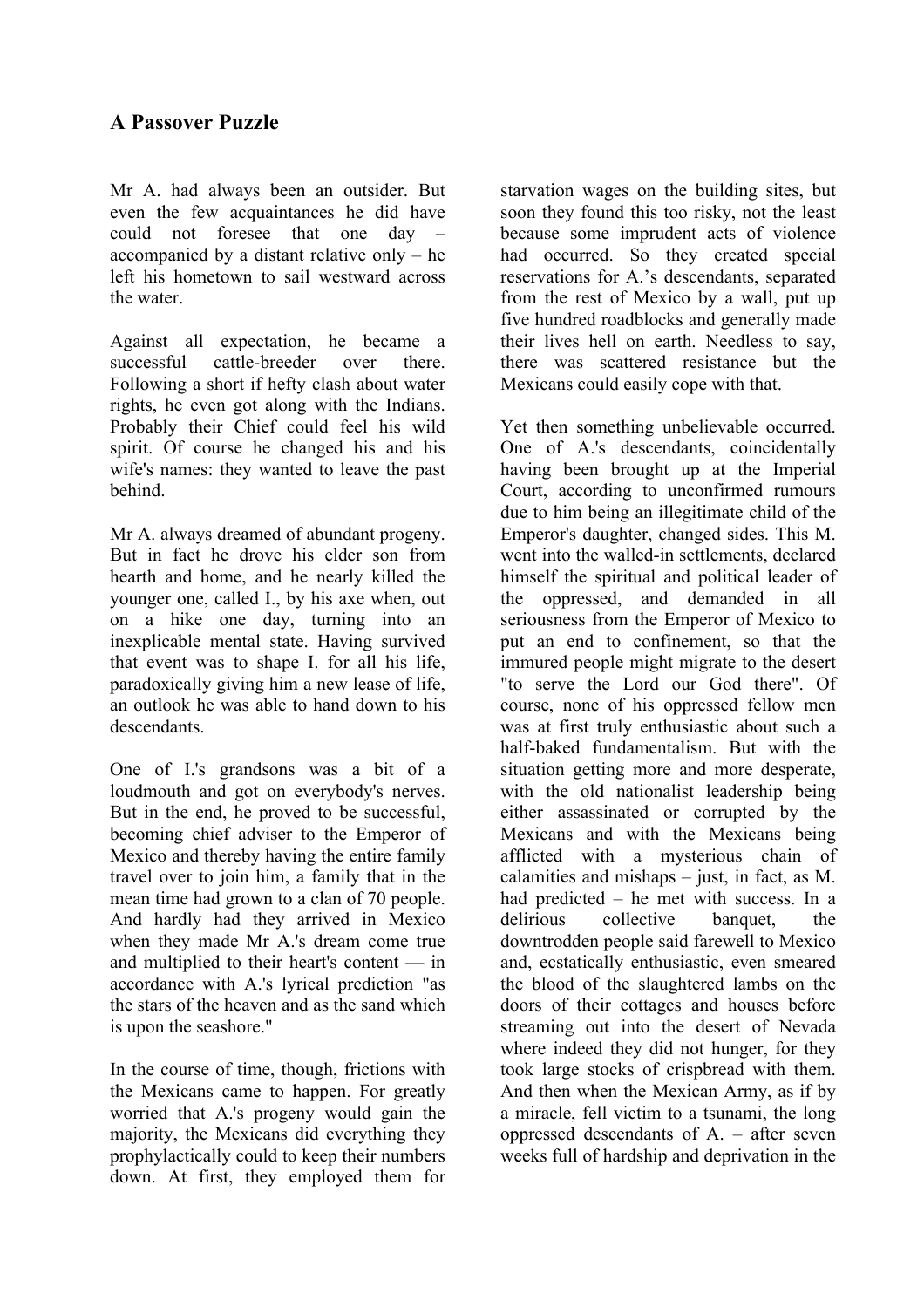## A Passover Puzzle

Mr A. had always been an outsider. But even the few acquaintances he did have could not foresee that one day – accompanied by a distant relative only – he left his hometown to sail westward across the water.

Against all expectation, he became a successful cattle-breeder over there. Following a short if hefty clash about water rights, he even got along with the Indians. Probably their Chief could feel his wild spirit. Of course he changed his and his wife's names: they wanted to leave the past behind.

Mr A. always dreamed of abundant progeny. But in fact he drove his elder son from hearth and home, and he nearly killed the younger one, called I., by his axe when, out on a hike one day, turning into an inexplicable mental state. Having survived that event was to shape I. for all his life, paradoxically giving him a new lease of life, an outlook he was able to hand down to his descendants.

One of I.'s grandsons was a bit of a loudmouth and got on everybody's nerves. But in the end, he proved to be successful, becoming chief adviser to the Emperor of Mexico and thereby having the entire family travel over to join him, a family that in the mean time had grown to a clan of 70 people. And hardly had they arrived in Mexico when they made Mr A.'s dream come true and multiplied to their heart's content — in accordance with A.'s lyrical prediction "as the stars of the heaven and as the sand which is upon the seashore."

In the course of time, though, frictions with the Mexicans came to happen. For greatly worried that A.'s progeny would gain the majority, the Mexicans did everything they prophylactically could to keep their numbers down. At first, they employed them for starvation wages on the building sites, but soon they found this too risky, not the least because some imprudent acts of violence had occurred. So they created special reservations for A.'s descendants, separated from the rest of Mexico by a wall, put up five hundred roadblocks and generally made their lives hell on earth. Needless to say, there was scattered resistance but the Mexicans could easily cope with that.

Yet then something unbelievable occurred. One of A.'s descendants, coincidentally having been brought up at the Imperial Court, according to unconfirmed rumours due to him being an illegitimate child of the Emperor's daughter, changed sides. This M. went into the walled-in settlements, declared himself the spiritual and political leader of the oppressed, and demanded in all seriousness from the Emperor of Mexico to put an end to confinement, so that the immured people might migrate to the desert "to serve the Lord our God there". Of course, none of his oppressed fellow men was at first truly enthusiastic about such a half-baked fundamentalism. But with the situation getting more and more desperate, with the old nationalist leadership being either assassinated or corrupted by the Mexicans and with the Mexicans being afflicted with a mysterious chain of calamities and mishaps – just, in fact, as M. had predicted – he met with success. In a delirious collective banquet, the downtrodden people said farewell to Mexico and, ecstatically enthusiastic, even smeared the blood of the slaughtered lambs on the doors of their cottages and houses before streaming out into the desert of Nevada where indeed they did not hunger, for they took large stocks of crispbread with them. And then when the Mexican Army, as if by a miracle, fell victim to a tsunami, the long oppressed descendants of A. – after seven weeks full of hardship and deprivation in the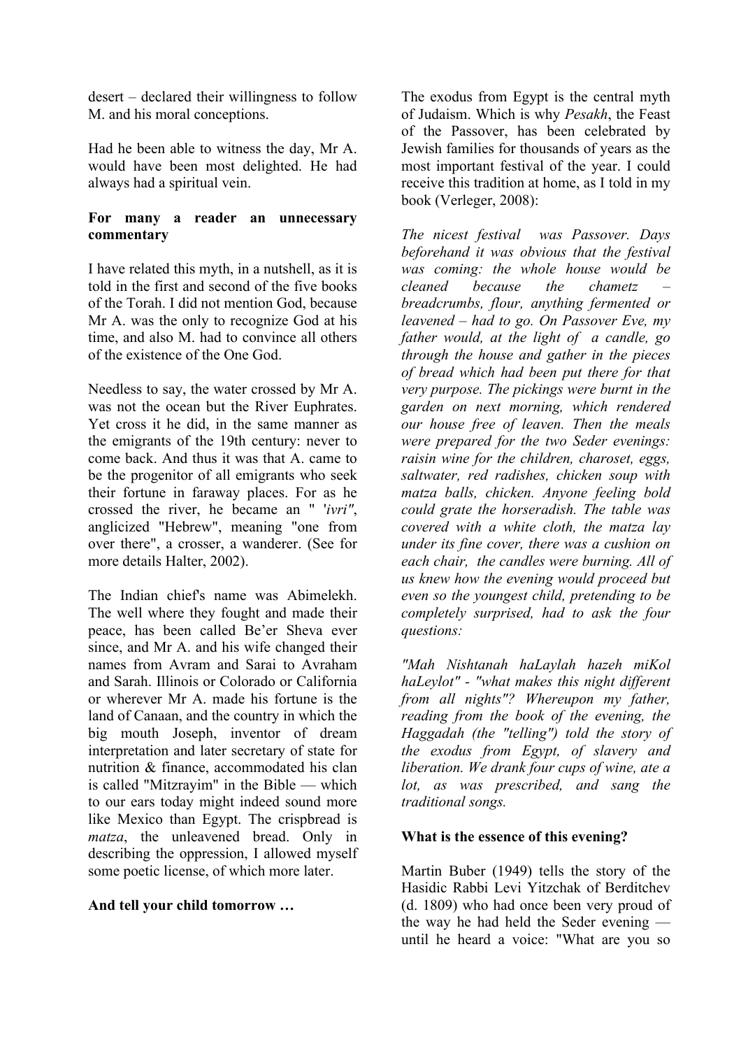desert – declared their willingness to follow M. and his moral conceptions.

Had he been able to witness the day, Mr A. would have been most delighted. He had always had a spiritual vein.

**For many a reader an unnecessary commentary**

I have related this myth, in a nutshell, as it is told in the first and second of the five books of the Torah. I did not mention God, because Mr A. was the only to recognize God at his time, and also M. had to convince all others of the existence of the One God.

Needless to say, the water crossed by Mr A. was not the ocean but the River Euphrates. Yet cross it he did, in the same manner as the emigrants of the 19th century: never to come back. And thus it was that A. came to be the progenitor of all emigrants who seek their fortune in faraway places. For as he crossed the river, he became an " '*ivri"*, anglicized "Hebrew", meaning "one from over there", a crosser, a wanderer. (See for more details Halter, 2002).

The Indian chief's name was Abimelekh. The well where they fought and made their peace, has been called Be'er Sheva ever since, and Mr A. and his wife changed their names from Avram and Sarai to Avraham and Sarah. Illinois or Colorado or California or wherever Mr A. made his fortune is the land of Canaan, and the country in which the big mouth Joseph, inventor of dream interpretation and later secretary of state for nutrition & finance, accommodated his clan is called "Mitzrayim" in the Bible — which to our ears today might indeed sound more like Mexico than Egypt. The crispbread is *matza*, the unleavened bread. Only in describing the oppression, I allowed myself some poetic license, of which more later.

**And tell your child tomorrow …**

The exodus from Egypt is the central myth of Judaism. Which is why *Pesakh*, the Feast of the Passover, has been celebrated by Jewish families for thousands of years as the most important festival of the year. I could receive this tradition at home, as I told in my book (Verleger, 2008):

*The nicest festival was Passover. Days beforehand it was obvious that the festival was coming: the whole house would be cleaned because the chametz – breadcrumbs, flour, anything fermented or leavened – had to go. On Passover Eve, my father would, at the light of a candle, go through the house and gather in the pieces of bread which had been put there for that very purpose. The pickings were burnt in the garden on next morning, which rendered our house free of leaven. Then the meals were prepared for the two Seder evenings: raisin wine for the children, charoset, eggs, saltwater, red radishes, chicken soup with matza balls, chicken. Anyone feeling bold could grate the horseradish. The table was covered with a white cloth, the matza lay under its fine cover, there was a cushion on each chair, the candles were burning. All of us knew how the evening would proceed but even so the youngest child, pretending to be completely surprised, had to ask the four questions:*

*"Mah Nishtanah haLaylah hazeh miKol haLeylot" - "what makes this night different from all nights"? Whereupon my father, reading from the book of the evening, the Haggadah (the "telling") told the story of the exodus from Egypt, of slavery and liberation. We drank four cups of wine, ate a lot, as was prescribed, and sang the traditional songs.*

**What is the essence of this evening?**

Martin Buber (1949) tells the story of the Hasidic Rabbi Levi Yitzchak of Berditchev (d. 1809) who had once been very proud of the way he had held the Seder evening — until he heard a voice: "What are you so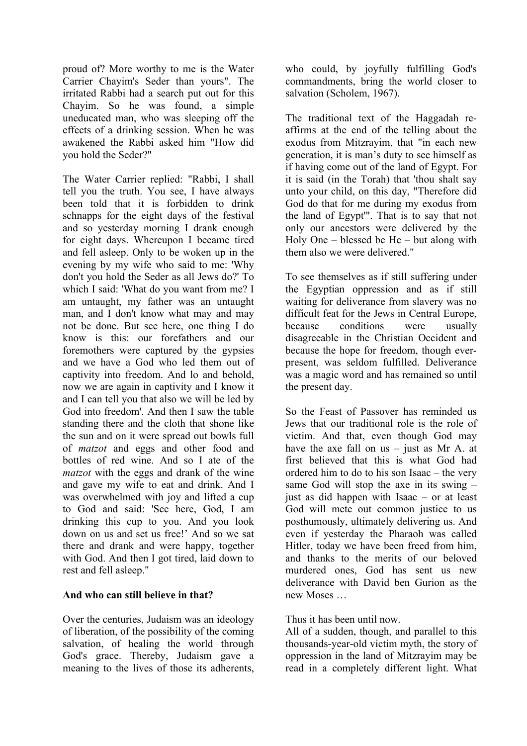proud of? More worthy to me is the Water Carrier Chayim's Seder than yours". The irritated Rabbi had a search put out for this Chayim. So he was found, a simple uneducated man, who was sleeping off the effects of a drinking session. When he was awakened the Rabbi asked him "How did you hold the Seder?"

The Water Carrier replied: "Rabbi, I shall tell you the truth. You see, I have always been told that it is forbidden to drink schnapps for the eight days of the festival and so yesterday morning I drank enough for eight days. Whereupon I became tired and fell asleep. Only to be woken up in the evening by my wife who said to me: 'Why don't you hold the Seder as all Jews do?' To which I said: 'What do you want from me? I am untaught, my father was an untaught man, and I don't know what may and may not be done. But see here, one thing I do know is this: our forefathers and our foremothers were captured by the gypsies and we have a God who led them out of captivity into freedom. And lo and behold, now we are again in captivity and I know it and I can tell you that also we will be led by God into freedom'. And then I saw the table standing there and the cloth that shone like the sun and on it were spread out bowls full of *matzot* and eggs and other food and bottles of red wine. And so I ate of the *matzot* with the eggs and drank of the wine and gave my wife to eat and drink. And I was overwhelmed with joy and lifted a cup to God and said: 'See here, God, I am drinking this cup to you. And you look down on us and set us free!' And so we sat there and drank and were happy, together with God. And then I got tired, laid down to rest and fell asleep."

**And who can still believe in that?**

Over the centuries, Judaism was an ideology of liberation, of the possibility of the coming salvation, of healing the world through God's grace. Thereby, Judaism gave a meaning to the lives of those its adherents, who could, by joyfully fulfilling God's commandments, bring the world closer to salvation (Scholem, 1967).

The traditional text of the Haggadah re-affirms at the end of the telling about the exodus from Mitzrayim, that "in each new generation, it is man's duty to see himself as if having come out of the land of Egypt. For it is said (in the Torah) that 'thou shalt say unto your child, on this day, "Therefore did God do that for me during my exodus from the land of Egypt"'. That is to say that not only our ancestors were delivered by the Holy One – blessed be He – but along with them also we were delivered."

To see themselves as if still suffering under the Egyptian oppression and as if still waiting for deliverance from slavery was no difficult feat for the Jews in Central Europe, because conditions were usually disagreeable in the Christian Occident and because the hope for freedom, though ever-present, was seldom fulfilled. Deliverance was a magic word and has remained so until the present day.

So the Feast of Passover has reminded us Jews that our traditional role is the role of victim. And that, even though God may have the axe fall on us – just as Mr A. at first believed that this is what God had ordered him to do to his son Isaac – the very same God will stop the axe in its swing – just as did happen with Isaac – or at least God will mete out common justice to us posthumously, ultimately delivering us. And even if yesterday the Pharaoh was called Hitler, today we have been freed from him, and thanks to the merits of our beloved murdered ones, God has sent us new deliverance with David ben Gurion as the new Moses …

Thus it has been until now.

All of a sudden, though, and parallel to this thousands-year-old victim myth, the story of oppression in the land of Mitzrayim may be read in a completely different light. What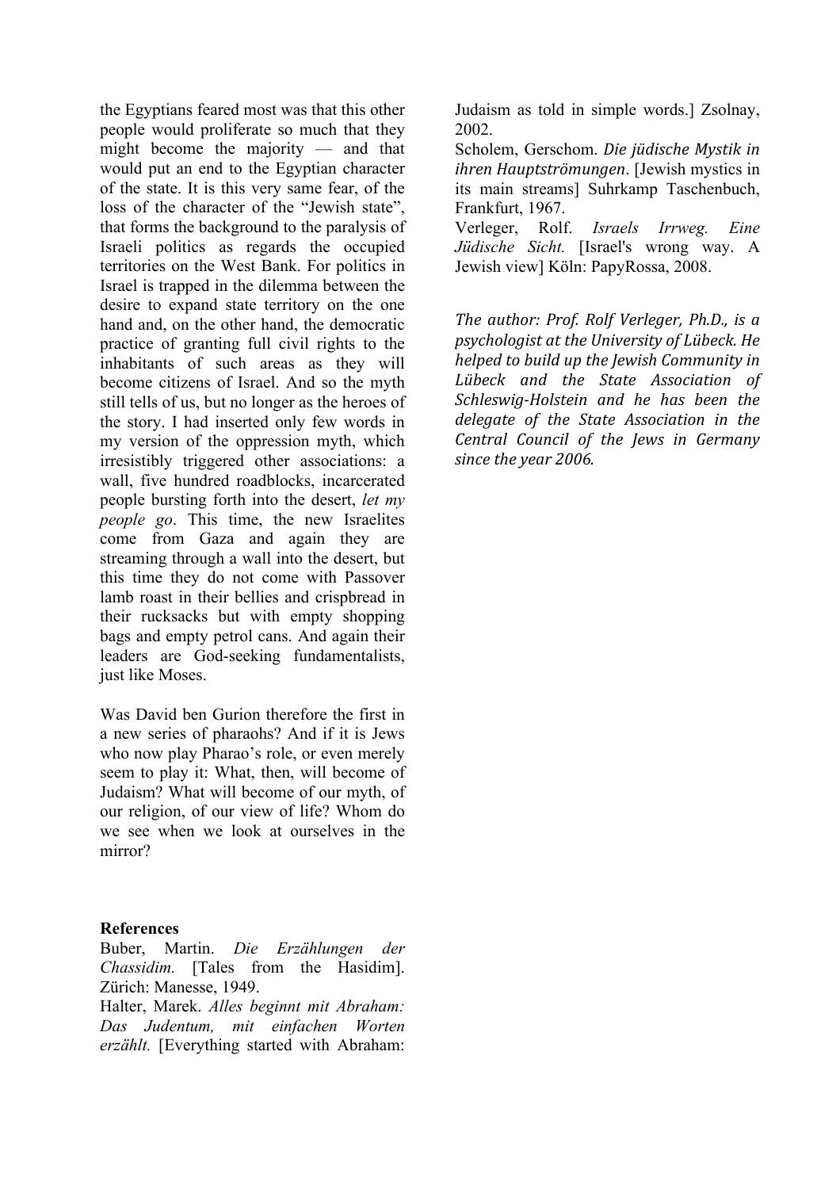the Egyptians feared most was that this other people would proliferate so much that they might become the majority — and that would put an end to the Egyptian character of the state. It is this very same fear, of the loss of the character of the "Jewish state", that forms the background to the paralysis of Israeli politics as regards the occupied territories on the West Bank. For politics in Israel is trapped in the dilemma between the desire to expand state territory on the one hand and, on the other hand, the democratic practice of granting full civil rights to the inhabitants of such areas as they will become citizens of Israel. And so the myth still tells of us, but no longer as the heroes of the story. I had inserted only few words in my version of the oppression myth, which irresistibly triggered other associations: a wall, five hundred roadblocks, incarcerated people bursting forth into the desert, *let my people go*. This time, the new Israelites come from Gaza and again they are streaming through a wall into the desert, but this time they do not come with Passover lamb roast in their bellies and crispbread in their rucksacks but with empty shopping bags and empty petrol cans. And again their leaders are God-seeking fundamentalists, just like Moses.

Was David ben Gurion therefore the first in a new series of pharaohs? And if it is Jews who now play Pharao's role, or even merely seem to play it: What, then, will become of Judaism? What will become of our myth, of our religion, of our view of life? Whom do we see when we look at ourselves in the mirror?

**References**

Buber, Martin. *Die Erzählungen der Chassidim.* [Tales from the Hasidim]. Zürich: Manesse, 1949.

Halter, Marek. *Alles beginnt mit Abraham: Das Judentum, mit einfachen Worten erzählt.* [Everything started with Abraham: Judaism as told in simple words.] Zsolnay, 2002.

Scholem, Gerschom. *Die jüdische Mystik in ihren Hauptströmungen*. [Jewish mystics in its main streams] Suhrkamp Taschenbuch, Frankfurt, 1967.

Verleger, Rolf. *Israels Irrweg. Eine Jüdische Sicht.* [Israel's wrong way. A Jewish view] Köln: PapyRossa, 2008.

*The author: Prof. Rolf Verleger, Ph.D., is a psychologist at the University of Lübeck. He helped to build up the Jewish Community in Lübeck and the State Association of Schleswig-Holstein and he has been the delegate of the State Association in the Central Council of the Jews in Germany since the year 2006.*